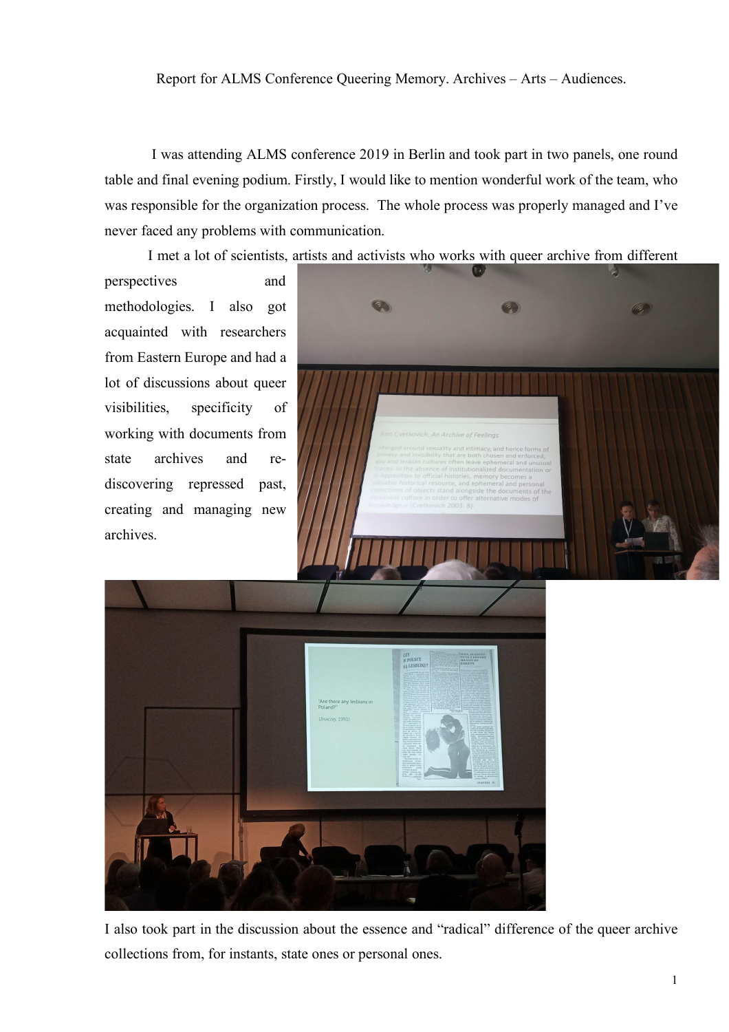Report for ALMS Conference Queering Memory. Archives – Arts – Audiences.

I was attending ALMS conference 2019 in Berlin and took part in two panels, one round table and final evening podium. Firstly, I would like to mention wonderful work of the team, who was responsible for the organization process. The whole process was properly managed and I've never faced any problems with communication.

I met a lot of scientists, artists and activists who works with queer archive from different perspectives and methodologies. I also got acquainted with researchers from Eastern Europe and had a lot of discussions about queer visibilities, specificity of working with documents from state archives and re-discovering repressed past, creating and managing new archives.

I also took part in the discussion about the essence and "radical" difference of the queer archive collections from, for instants, state ones or personal ones.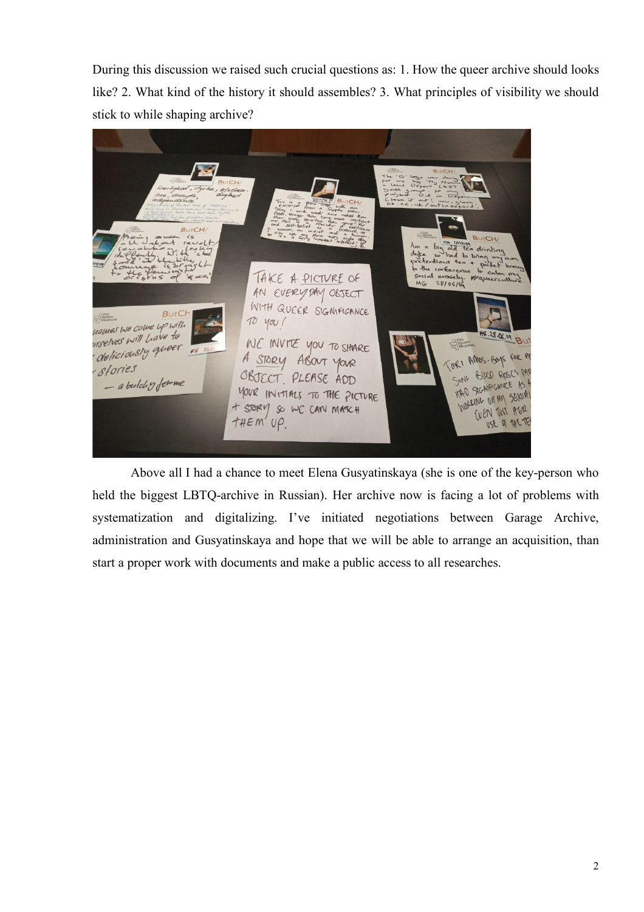During this discussion we raised such crucial questions as: 1. How the queer archive should looks like? 2. What kind of the history it should assembles? 3. What principles of visibility we should stick to while shaping archive?

Above all I had a chance to meet Elena Gusyatinskaya (she is one of the key-person who held the biggest LBTQ-archive in Russian). Her archive now is facing a lot of problems with systematization and digitalizing. I've initiated negotiations between Garage Archive, administration and Gusyatinskaya and hope that we will be able to arrange an acquisition, than start a proper work with documents and make a public access to all researches.